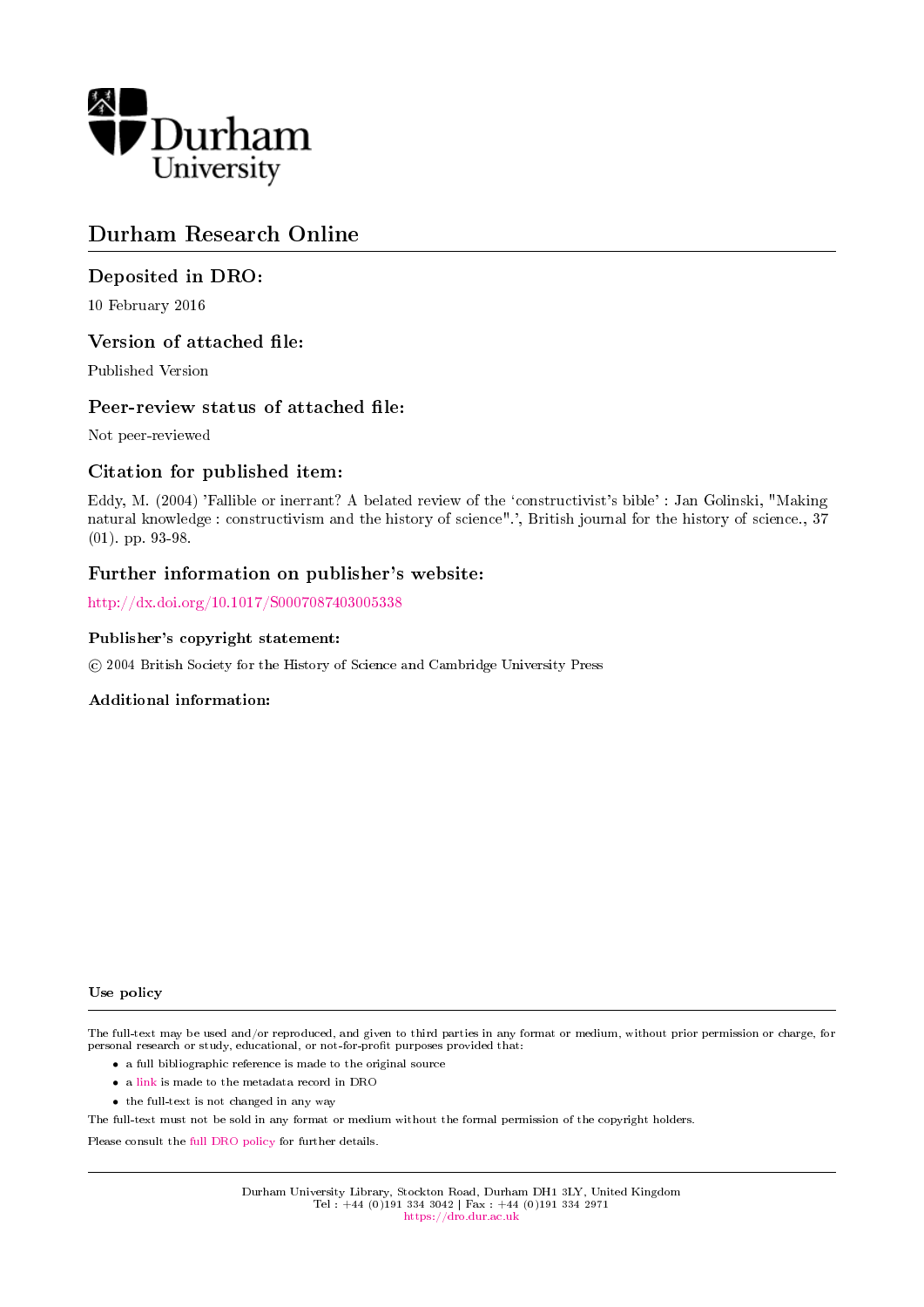# Durham Research Online

## Deposited in DRO:

10 February 2016

## Version of attached file:

Published Version

## Peer-review status of attached file:

Not peer-reviewed

## Citation for published item:

Eddy, M. (2004) 'Fallible or inerrant? A belated review of the 'constructivist's bible' : Jan Golinski, "Making natural knowledge : constructivism and the history of science".', British journal for the history of science., 37 (01). pp. 93-98.

## Further information on publisher's website:

http://dx.doi.org/10.1017/S0007087403005338

### Publisher's copyright statement:

© 2004 British Society for the History of Science and Cambridge University Press

### Additional information:

#### Use policy

The full-text may be used and/or reproduced, and given to third parties in any format or medium, without prior permission or charge, for personal research or study, educational, or not-for-profit purposes provided that:

- a full bibliographic reference is made to the original source
- a link is made to the metadata record in DRO
- the full-text is not changed in any way

The full-text must not be sold in any format or medium without the formal permission of the copyright holders.

Please consult the full DRO policy for further details.

Durham University Library, Stockton Road, Durham DH1 3LY, United Kingdom
Tel : +44 (0)191 334 3042 | Fax : +44 (0)191 334 2971
https://dro.dur.ac.uk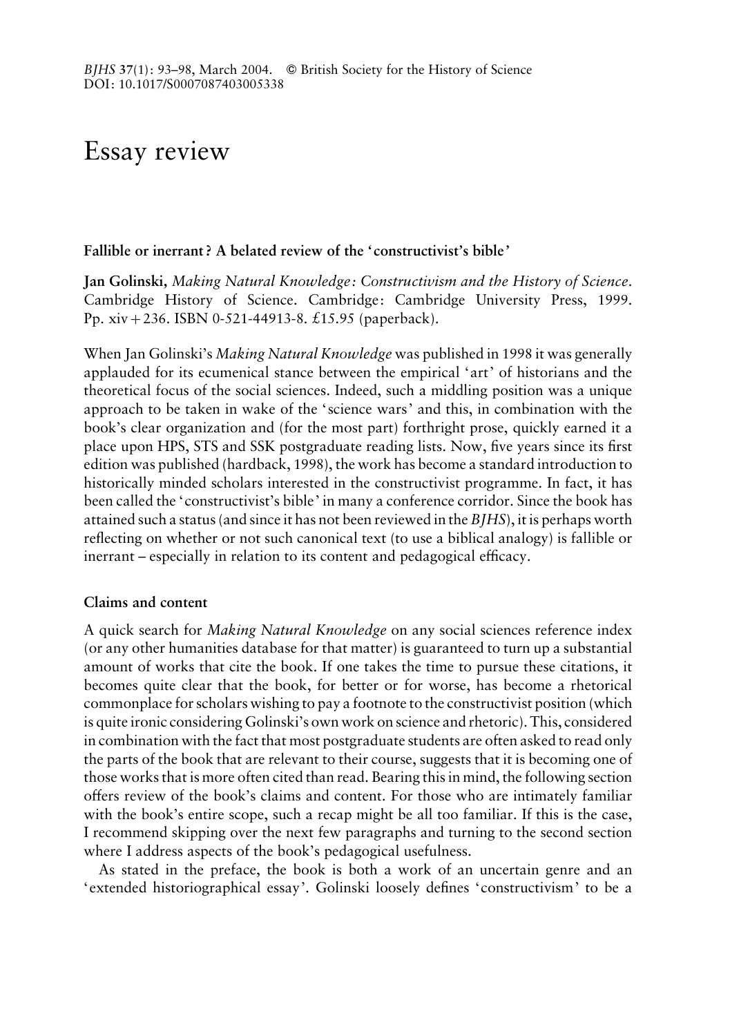# Essay review

**Fallible or inerrant? A belated review of the 'constructivist's bible'**

**Jan Golinski,** *Making Natural Knowledge: Constructivism and the History of Science*. Cambridge History of Science. Cambridge: Cambridge University Press, 1999. Pp. xiv + 236. ISBN 0-521-44913-8. £15.95 (paperback).

When Jan Golinski's *Making Natural Knowledge* was published in 1998 it was generally applauded for its ecumenical stance between the empirical 'art' of historians and the theoretical focus of the social sciences. Indeed, such a middling position was a unique approach to be taken in wake of the 'science wars' and this, in combination with the book's clear organization and (for the most part) forthright prose, quickly earned it a place upon HPS, STS and SSK postgraduate reading lists. Now, five years since its first edition was published (hardback, 1998), the work has become a standard introduction to historically minded scholars interested in the constructivist programme. In fact, it has been called the 'constructivist's bible' in many a conference corridor. Since the book has attained such a status (and since it has not been reviewed in the *BJHS*), it is perhaps worth reflecting on whether or not such canonical text (to use a biblical analogy) is fallible or inerrant – especially in relation to its content and pedagogical efficacy.

## Claims and content

A quick search for *Making Natural Knowledge* on any social sciences reference index (or any other humanities database for that matter) is guaranteed to turn up a substantial amount of works that cite the book. If one takes the time to pursue these citations, it becomes quite clear that the book, for better or for worse, has become a rhetorical commonplace for scholars wishing to pay a footnote to the constructivist position (which is quite ironic considering Golinski's own work on science and rhetoric). This, considered in combination with the fact that most postgraduate students are often asked to read only the parts of the book that are relevant to their course, suggests that it is becoming one of those works that is more often cited than read. Bearing this in mind, the following section offers review of the book's claims and content. For those who are intimately familiar with the book's entire scope, such a recap might be all too familiar. If this is the case, I recommend skipping over the next few paragraphs and turning to the second section where I address aspects of the book's pedagogical usefulness.

As stated in the preface, the book is both a work of an uncertain genre and an 'extended historiographical essay'. Golinski loosely defines 'constructivism' to be a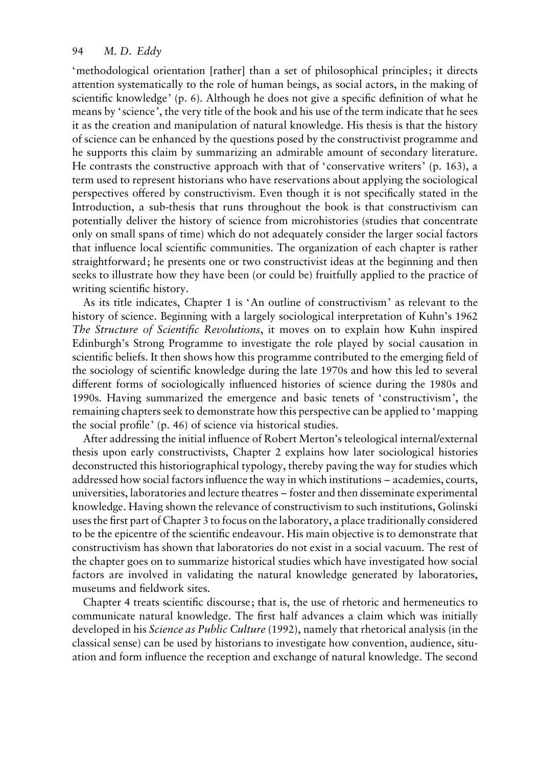'methodological orientation [rather] than a set of philosophical principles; it directs attention systematically to the role of human beings, as social actors, in the making of scientific knowledge' (p. 6). Although he does not give a specific definition of what he means by 'science', the very title of the book and his use of the term indicate that he sees it as the creation and manipulation of natural knowledge. His thesis is that the history of science can be enhanced by the questions posed by the constructivist programme and he supports this claim by summarizing an admirable amount of secondary literature. He contrasts the constructive approach with that of 'conservative writers' (p. 163), a term used to represent historians who have reservations about applying the sociological perspectives offered by constructivism. Even though it is not specifically stated in the Introduction, a sub-thesis that runs throughout the book is that constructivism can potentially deliver the history of science from microhistories (studies that concentrate only on small spans of time) which do not adequately consider the larger social factors that influence local scientific communities. The organization of each chapter is rather straightforward; he presents one or two constructivist ideas at the beginning and then seeks to illustrate how they have been (or could be) fruitfully applied to the practice of writing scientific history.

As its title indicates, Chapter 1 is 'An outline of constructivism' as relevant to the history of science. Beginning with a largely sociological interpretation of Kuhn's 1962 *The Structure of Scientific Revolutions*, it moves on to explain how Kuhn inspired Edinburgh's Strong Programme to investigate the role played by social causation in scientific beliefs. It then shows how this programme contributed to the emerging field of the sociology of scientific knowledge during the late 1970s and how this led to several different forms of sociologically influenced histories of science during the 1980s and 1990s. Having summarized the emergence and basic tenets of 'constructivism', the remaining chapters seek to demonstrate how this perspective can be applied to 'mapping the social profile' (p. 46) of science via historical studies.

After addressing the initial influence of Robert Merton's teleological internal/external thesis upon early constructivists, Chapter 2 explains how later sociological histories deconstructed this historiographical typology, thereby paving the way for studies which addressed how social factors influence the way in which institutions – academies, courts, universities, laboratories and lecture theatres – foster and then disseminate experimental knowledge. Having shown the relevance of constructivism to such institutions, Golinski uses the first part of Chapter 3 to focus on the laboratory, a place traditionally considered to be the epicentre of the scientific endeavour. His main objective is to demonstrate that constructivism has shown that laboratories do not exist in a social vacuum. The rest of the chapter goes on to summarize historical studies which have investigated how social factors are involved in validating the natural knowledge generated by laboratories, museums and fieldwork sites.

Chapter 4 treats scientific discourse; that is, the use of rhetoric and hermeneutics to communicate natural knowledge. The first half advances a claim which was initially developed in his *Science as Public Culture* (1992), namely that rhetorical analysis (in the classical sense) can be used by historians to investigate how convention, audience, situation and form influence the reception and exchange of natural knowledge. The second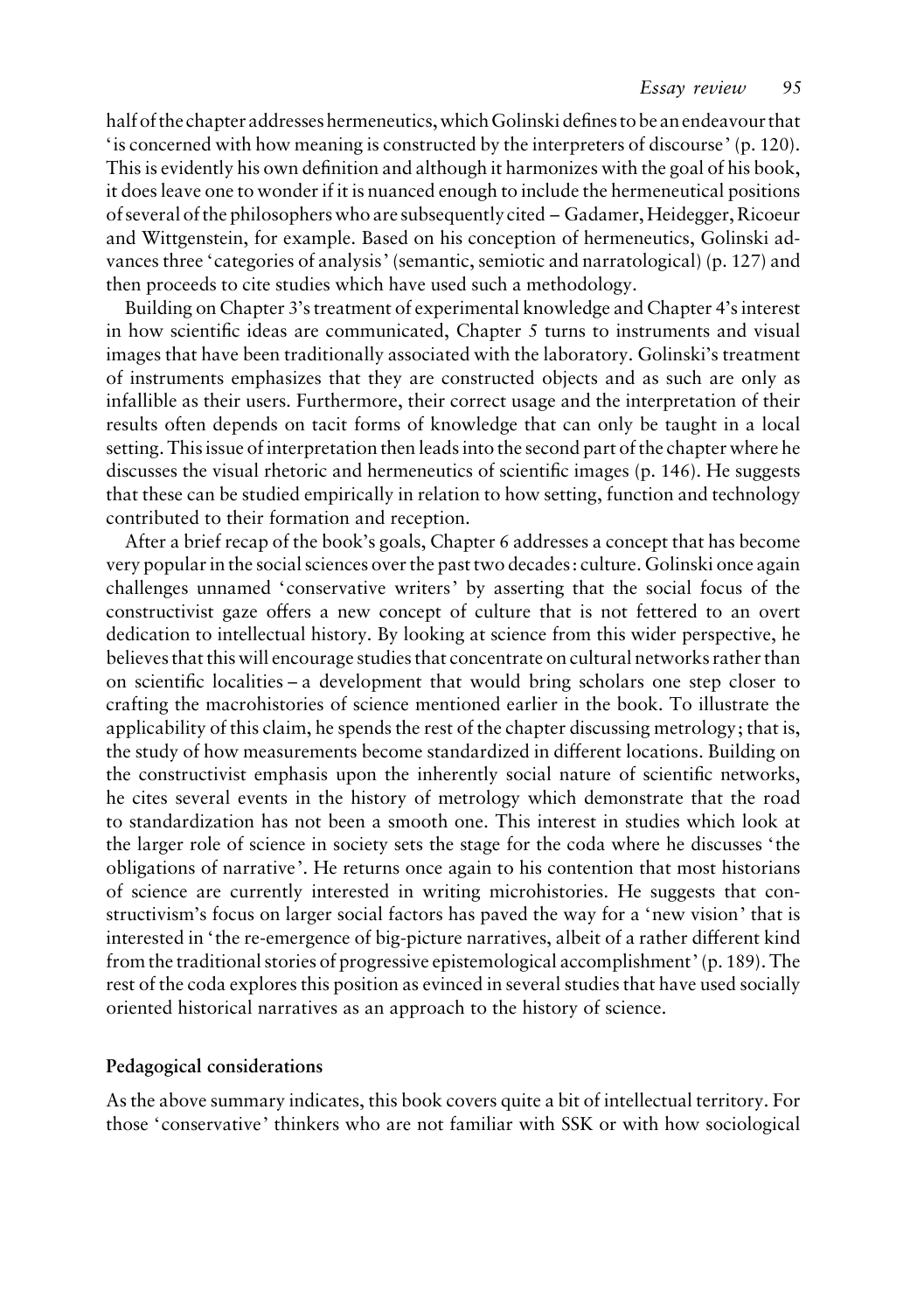half of the chapter addresses hermeneutics, which Golinski defines to be an endeavour that 'is concerned with how meaning is constructed by the interpreters of discourse' (p. 120). This is evidently his own definition and although it harmonizes with the goal of his book, it does leave one to wonder if it is nuanced enough to include the hermeneutical positions of several of the philosophers who are subsequently cited – Gadamer, Heidegger, Ricoeur and Wittgenstein, for example. Based on his conception of hermeneutics, Golinski advances three 'categories of analysis' (semantic, semiotic and narratological) (p. 127) and then proceeds to cite studies which have used such a methodology.

Building on Chapter 3's treatment of experimental knowledge and Chapter 4's interest in how scientific ideas are communicated, Chapter 5 turns to instruments and visual images that have been traditionally associated with the laboratory. Golinski's treatment of instruments emphasizes that they are constructed objects and as such are only as infallible as their users. Furthermore, their correct usage and the interpretation of their results often depends on tacit forms of knowledge that can only be taught in a local setting. This issue of interpretation then leads into the second part of the chapter where he discusses the visual rhetoric and hermeneutics of scientific images (p. 146). He suggests that these can be studied empirically in relation to how setting, function and technology contributed to their formation and reception.

After a brief recap of the book's goals, Chapter 6 addresses a concept that has become very popular in the social sciences over the past two decades: culture. Golinski once again challenges unnamed 'conservative writers' by asserting that the social focus of the constructivist gaze offers a new concept of culture that is not fettered to an overt dedication to intellectual history. By looking at science from this wider perspective, he believes that this will encourage studies that concentrate on cultural networks rather than on scientific localities – a development that would bring scholars one step closer to crafting the macrohistories of science mentioned earlier in the book. To illustrate the applicability of this claim, he spends the rest of the chapter discussing metrology; that is, the study of how measurements become standardized in different locations. Building on the constructivist emphasis upon the inherently social nature of scientific networks, he cites several events in the history of metrology which demonstrate that the road to standardization has not been a smooth one. This interest in studies which look at the larger role of science in society sets the stage for the coda where he discusses 'the obligations of narrative'. He returns once again to his contention that most historians of science are currently interested in writing microhistories. He suggests that constructivism's focus on larger social factors has paved the way for a 'new vision' that is interested in 'the re-emergence of big-picture narratives, albeit of a rather different kind from the traditional stories of progressive epistemological accomplishment' (p. 189). The rest of the coda explores this position as evinced in several studies that have used socially oriented historical narratives as an approach to the history of science.

## Pedagogical considerations

As the above summary indicates, this book covers quite a bit of intellectual territory. For those 'conservative' thinkers who are not familiar with SSK or with how sociological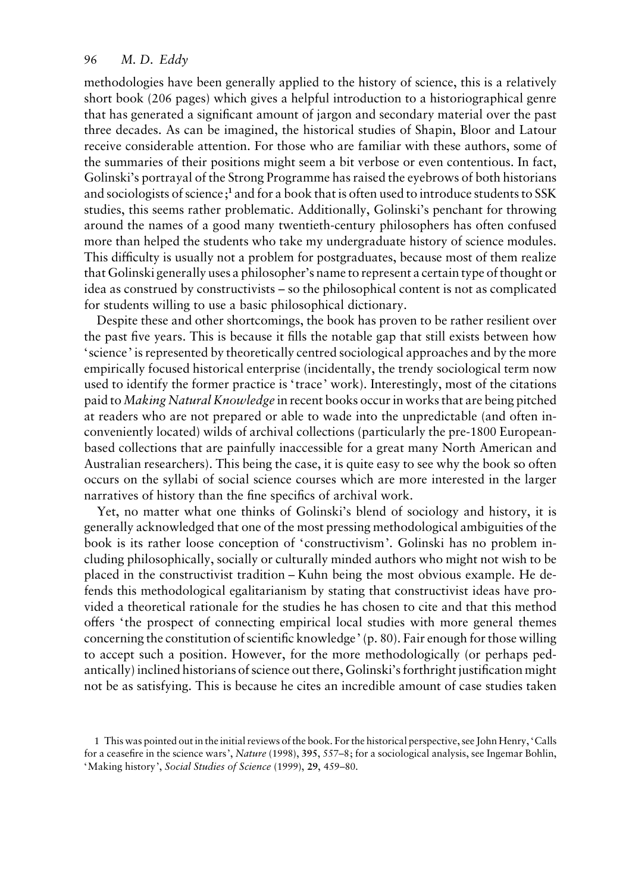methodologies have been generally applied to the history of science, this is a relatively short book (206 pages) which gives a helpful introduction to a historiographical genre that has generated a significant amount of jargon and secondary material over the past three decades. As can be imagined, the historical studies of Shapin, Bloor and Latour receive considerable attention. For those who are familiar with these authors, some of the summaries of their positions might seem a bit verbose or even contentious. In fact, Golinski's portrayal of the Strong Programme has raised the eyebrows of both historians and sociologists of science;[1] and for a book that is often used to introduce students to SSK studies, this seems rather problematic. Additionally, Golinski's penchant for throwing around the names of a good many twentieth-century philosophers has often confused more than helped the students who take my undergraduate history of science modules. This difficulty is usually not a problem for postgraduates, because most of them realize that Golinski generally uses a philosopher's name to represent a certain type of thought or idea as construed by constructivists – so the philosophical content is not as complicated for students willing to use a basic philosophical dictionary.

Despite these and other shortcomings, the book has proven to be rather resilient over the past five years. This is because it fills the notable gap that still exists between how 'science' is represented by theoretically centred sociological approaches and by the more empirically focused historical enterprise (incidentally, the trendy sociological term now used to identify the former practice is 'trace' work). Interestingly, most of the citations paid to *Making Natural Knowledge* in recent books occur in works that are being pitched at readers who are not prepared or able to wade into the unpredictable (and often inconveniently located) wilds of archival collections (particularly the pre-1800 European-based collections that are painfully inaccessible for a great many North American and Australian researchers). This being the case, it is quite easy to see why the book so often occurs on the syllabi of social science courses which are more interested in the larger narratives of history than the fine specifics of archival work.

Yet, no matter what one thinks of Golinski's blend of sociology and history, it is generally acknowledged that one of the most pressing methodological ambiguities of the book is its rather loose conception of 'constructivism'. Golinski has no problem including philosophically, socially or culturally minded authors who might not wish to be placed in the constructivist tradition – Kuhn being the most obvious example. He defends this methodological egalitarianism by stating that constructivist ideas have provided a theoretical rationale for the studies he has chosen to cite and that this method offers 'the prospect of connecting empirical local studies with more general themes concerning the constitution of scientific knowledge' (p. 80). Fair enough for those willing to accept such a position. However, for the more methodologically (or perhaps pedantically) inclined historians of science out there, Golinski's forthright justification might not be as satisfying. This is because he cites an incredible amount of case studies taken

1 This was pointed out in the initial reviews of the book. For the historical perspective, see John Henry, 'Calls for a ceasefire in the science wars', *Nature* (1998), **395**, 557–8; for a sociological analysis, see Ingemar Bohlin, 'Making history', *Social Studies of Science* (1999), **29**, 459–80.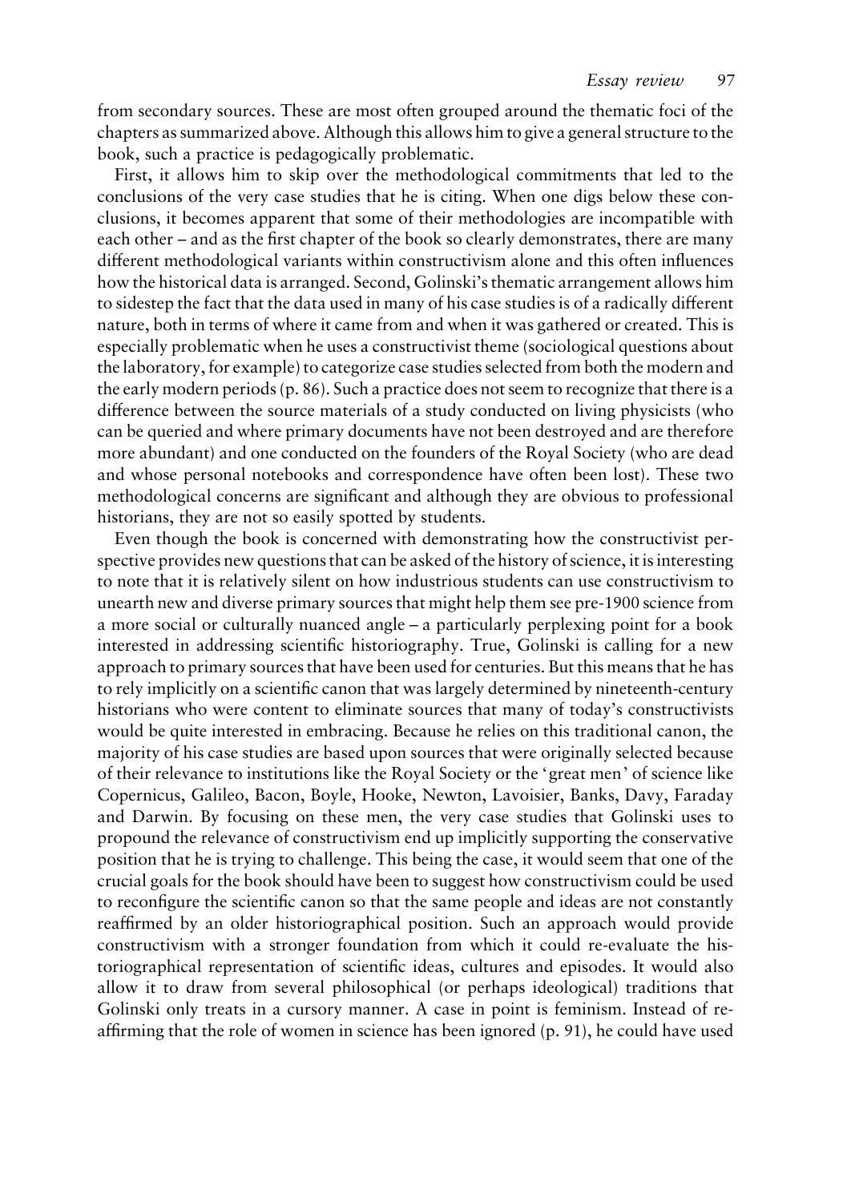from secondary sources. These are most often grouped around the thematic foci of the chapters as summarized above. Although this allows him to give a general structure to the book, such a practice is pedagogically problematic.

First, it allows him to skip over the methodological commitments that led to the conclusions of the very case studies that he is citing. When one digs below these conclusions, it becomes apparent that some of their methodologies are incompatible with each other – and as the first chapter of the book so clearly demonstrates, there are many different methodological variants within constructivism alone and this often influences how the historical data is arranged. Second, Golinski's thematic arrangement allows him to sidestep the fact that the data used in many of his case studies is of a radically different nature, both in terms of where it came from and when it was gathered or created. This is especially problematic when he uses a constructivist theme (sociological questions about the laboratory, for example) to categorize case studies selected from both the modern and the early modern periods (p. 86). Such a practice does not seem to recognize that there is a difference between the source materials of a study conducted on living physicists (who can be queried and where primary documents have not been destroyed and are therefore more abundant) and one conducted on the founders of the Royal Society (who are dead and whose personal notebooks and correspondence have often been lost). These two methodological concerns are significant and although they are obvious to professional historians, they are not so easily spotted by students.

Even though the book is concerned with demonstrating how the constructivist perspective provides new questions that can be asked of the history of science, it is interesting to note that it is relatively silent on how industrious students can use constructivism to unearth new and diverse primary sources that might help them see pre-1900 science from a more social or culturally nuanced angle – a particularly perplexing point for a book interested in addressing scientific historiography. True, Golinski is calling for a new approach to primary sources that have been used for centuries. But this means that he has to rely implicitly on a scientific canon that was largely determined by nineteenth-century historians who were content to eliminate sources that many of today's constructivists would be quite interested in embracing. Because he relies on this traditional canon, the majority of his case studies are based upon sources that were originally selected because of their relevance to institutions like the Royal Society or the 'great men' of science like Copernicus, Galileo, Bacon, Boyle, Hooke, Newton, Lavoisier, Banks, Davy, Faraday and Darwin. By focusing on these men, the very case studies that Golinski uses to propound the relevance of constructivism end up implicitly supporting the conservative position that he is trying to challenge. This being the case, it would seem that one of the crucial goals for the book should have been to suggest how constructivism could be used to reconfigure the scientific canon so that the same people and ideas are not constantly reaffirmed by an older historiographical position. Such an approach would provide constructivism with a stronger foundation from which it could re-evaluate the historiographical representation of scientific ideas, cultures and episodes. It would also allow it to draw from several philosophical (or perhaps ideological) traditions that Golinski only treats in a cursory manner. A case in point is feminism. Instead of reaffirming that the role of women in science has been ignored (p. 91), he could have used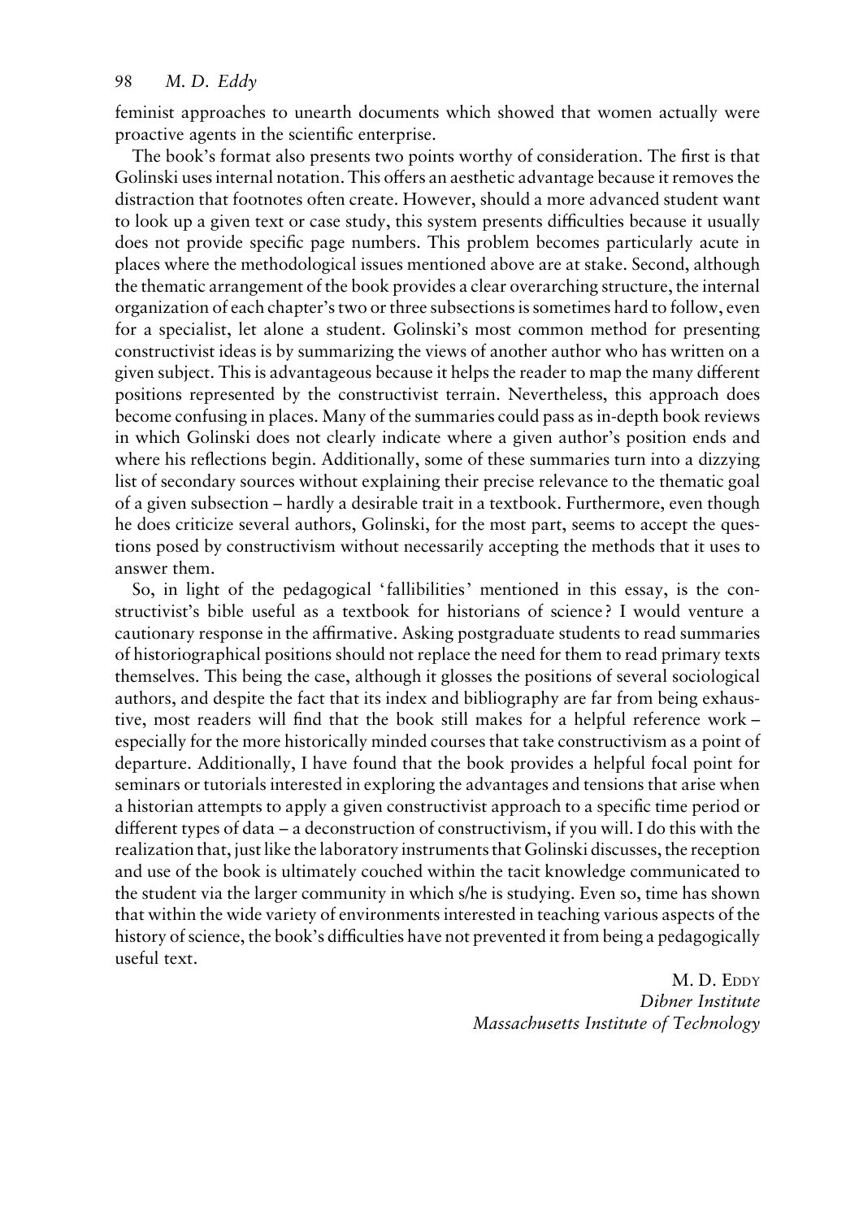feminist approaches to unearth documents which showed that women actually were proactive agents in the scientific enterprise.

The book's format also presents two points worthy of consideration. The first is that Golinski uses internal notation. This offers an aesthetic advantage because it removes the distraction that footnotes often create. However, should a more advanced student want to look up a given text or case study, this system presents difficulties because it usually does not provide specific page numbers. This problem becomes particularly acute in places where the methodological issues mentioned above are at stake. Second, although the thematic arrangement of the book provides a clear overarching structure, the internal organization of each chapter's two or three subsections is sometimes hard to follow, even for a specialist, let alone a student. Golinski's most common method for presenting constructivist ideas is by summarizing the views of another author who has written on a given subject. This is advantageous because it helps the reader to map the many different positions represented by the constructivist terrain. Nevertheless, this approach does become confusing in places. Many of the summaries could pass as in-depth book reviews in which Golinski does not clearly indicate where a given author's position ends and where his reflections begin. Additionally, some of these summaries turn into a dizzying list of secondary sources without explaining their precise relevance to the thematic goal of a given subsection – hardly a desirable trait in a textbook. Furthermore, even though he does criticize several authors, Golinski, for the most part, seems to accept the questions posed by constructivism without necessarily accepting the methods that it uses to answer them.

So, in light of the pedagogical 'fallibilities' mentioned in this essay, is the constructivist's bible useful as a textbook for historians of science? I would venture a cautionary response in the affirmative. Asking postgraduate students to read summaries of historiographical positions should not replace the need for them to read primary texts themselves. This being the case, although it glosses the positions of several sociological authors, and despite the fact that its index and bibliography are far from being exhaustive, most readers will find that the book still makes for a helpful reference work – especially for the more historically minded courses that take constructivism as a point of departure. Additionally, I have found that the book provides a helpful focal point for seminars or tutorials interested in exploring the advantages and tensions that arise when a historian attempts to apply a given constructivist approach to a specific time period or different types of data – a deconstruction of constructivism, if you will. I do this with the realization that, just like the laboratory instruments that Golinski discusses, the reception and use of the book is ultimately couched within the tacit knowledge communicated to the student via the larger community in which s/he is studying. Even so, time has shown that within the wide variety of environments interested in teaching various aspects of the history of science, the book's difficulties have not prevented it from being a pedagogically useful text.

M. D. Eddy
*Dibner Institute*
*Massachusetts Institute of Technology*